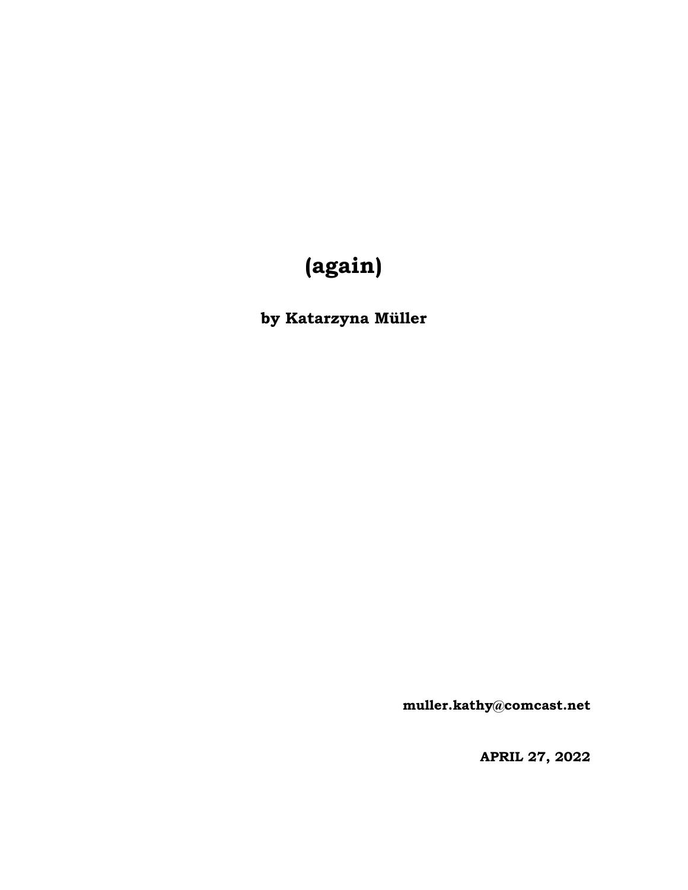# (again)

**by Katarzyna Müller**

**muller.kathy@comcast.net**

**APRIL 27, 2022**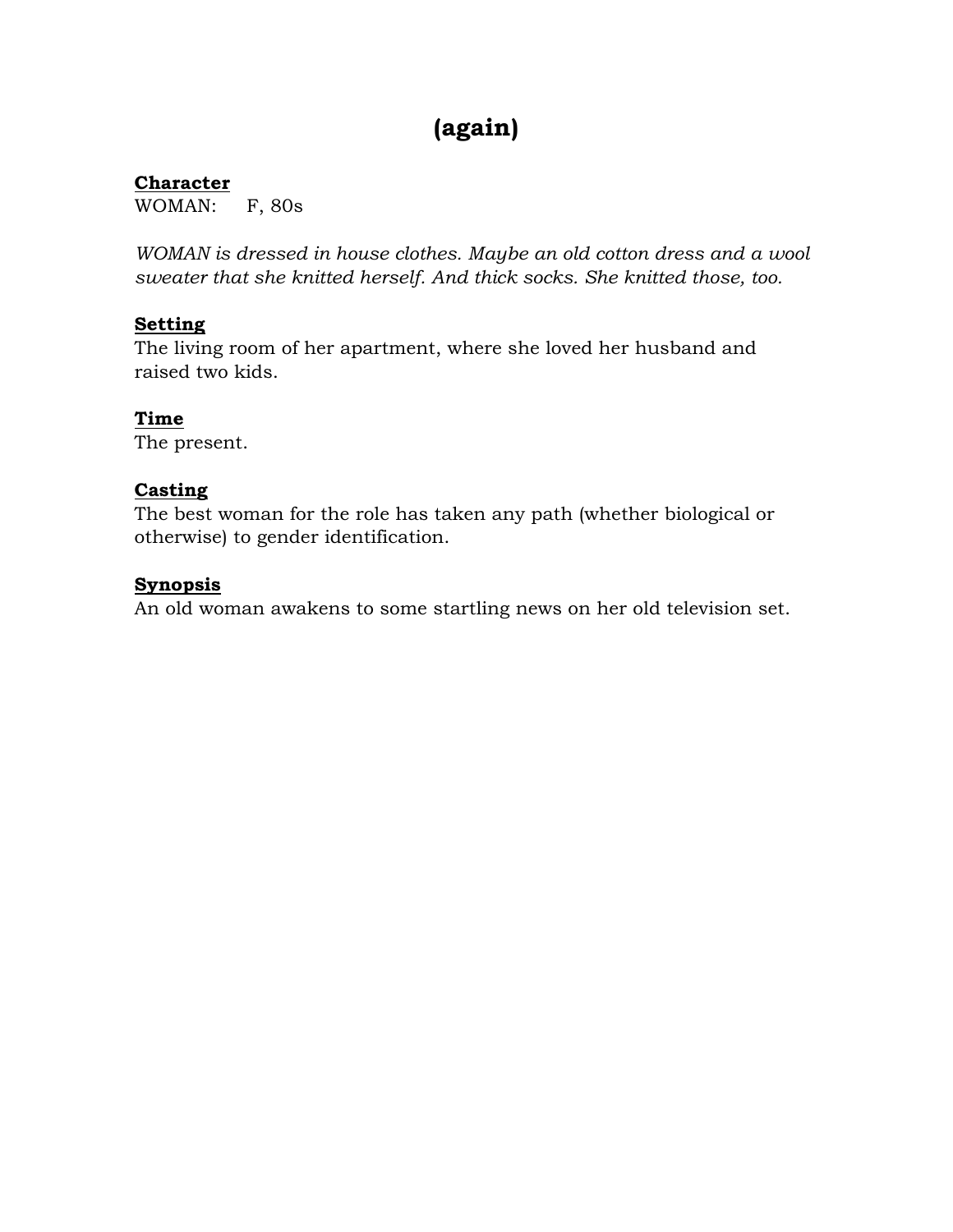# (again)

**Character**

WOMAN:  F, 80s

*WOMAN is dressed in house clothes. Maybe an old cotton dress and a wool sweater that she knitted herself. And thick socks. She knitted those, too.*

**Setting**

The living room of her apartment, where she loved her husband and raised two kids.

**Time**

The present.

**Casting**

The best woman for the role has taken any path (whether biological or otherwise) to gender identification.

**Synopsis**

An old woman awakens to some startling news on her old television set.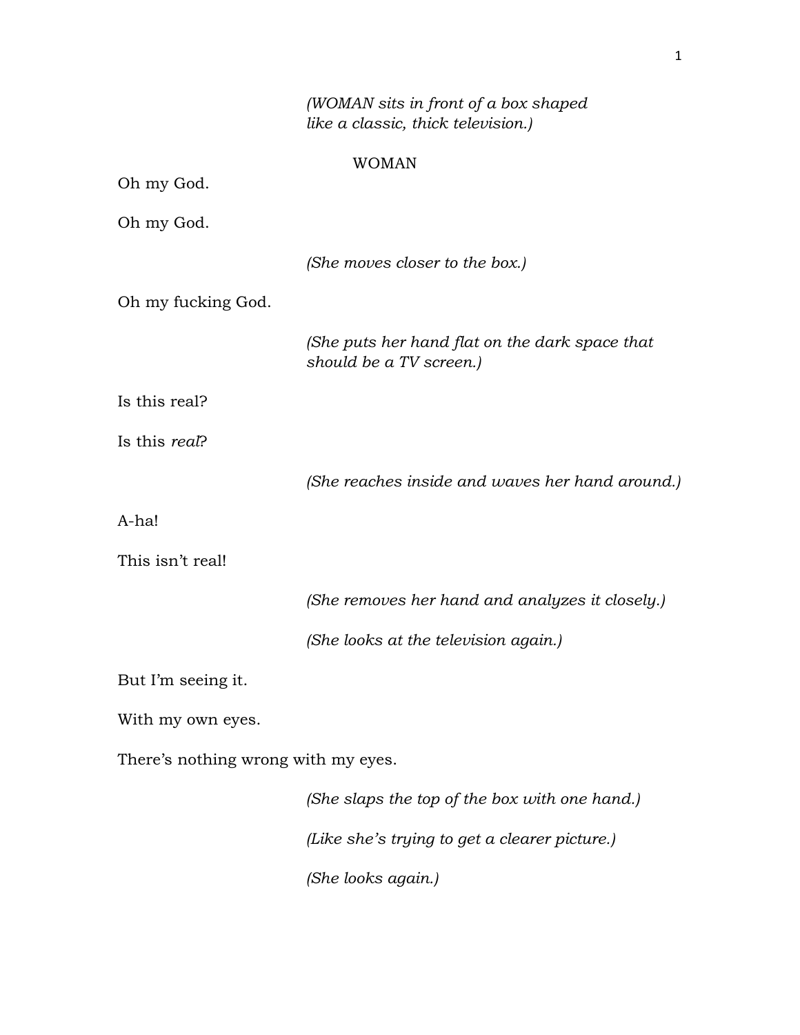*(WOMAN sits in front of a box shaped like a classic, thick television.)*

WOMAN

Oh my God.

Oh my God.

*(She moves closer to the box.)*

Oh my fucking God.

*(She puts her hand flat on the dark space that should be a TV screen.)*

Is this real?

Is this *real*?

*(She reaches inside and waves her hand around.)*

A-ha!

This isn't real!

*(She removes her hand and analyzes it closely.)*

*(She looks at the television again.)*

But I'm seeing it.

With my own eyes.

There's nothing wrong with my eyes.

*(She slaps the top of the box with one hand.)*

*(Like she's trying to get a clearer picture.)*

*(She looks again.)*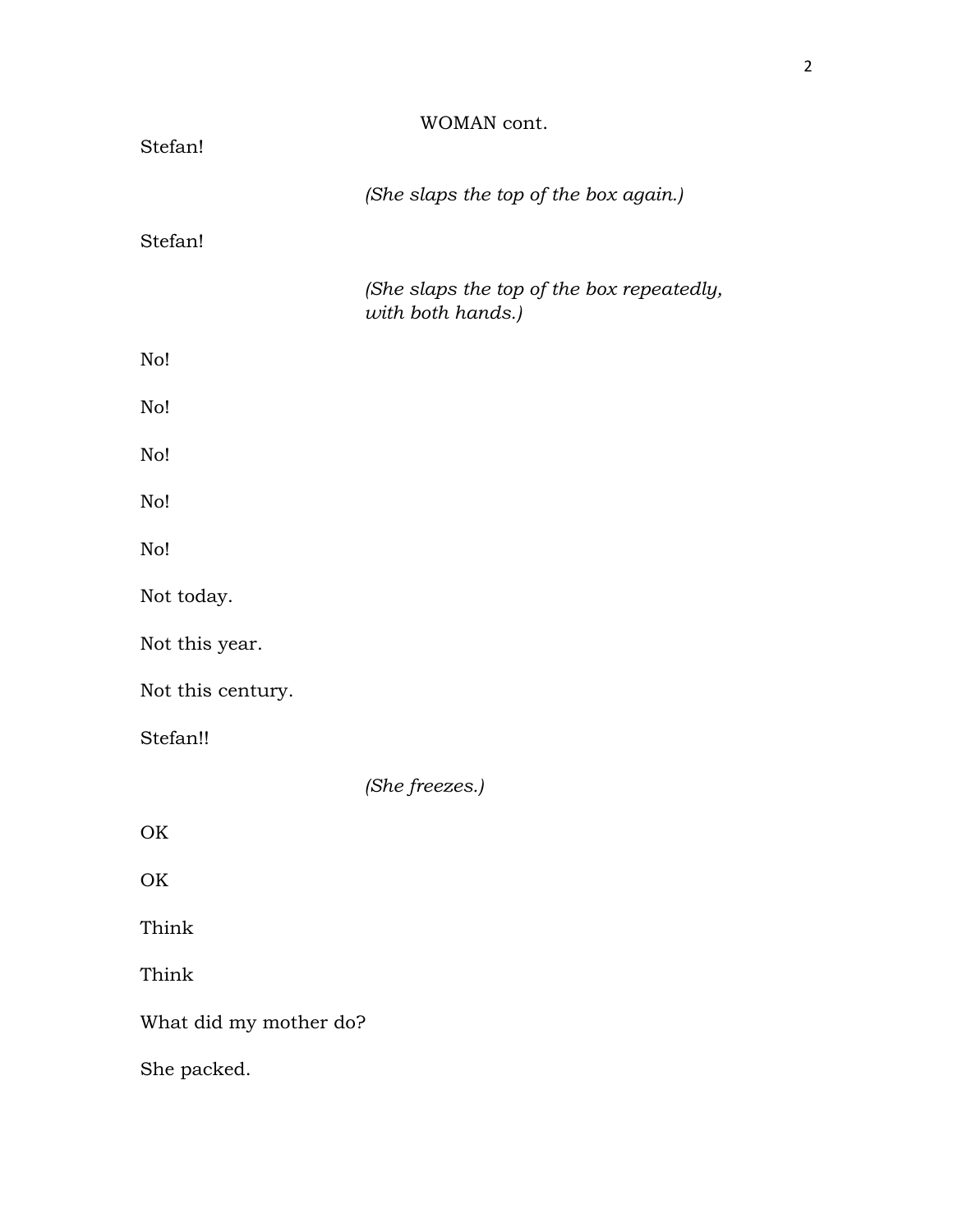WOMAN cont.

Stefan!

*(She slaps the top of the box again.)*

Stefan!

*(She slaps the top of the box repeatedly, with both hands.)*

No!

No!

No!

No!

No!

Not today.

Not this year.

Not this century.

Stefan!!

*(She freezes.)*

OK

OK

Think

Think

What did my mother do?

She packed.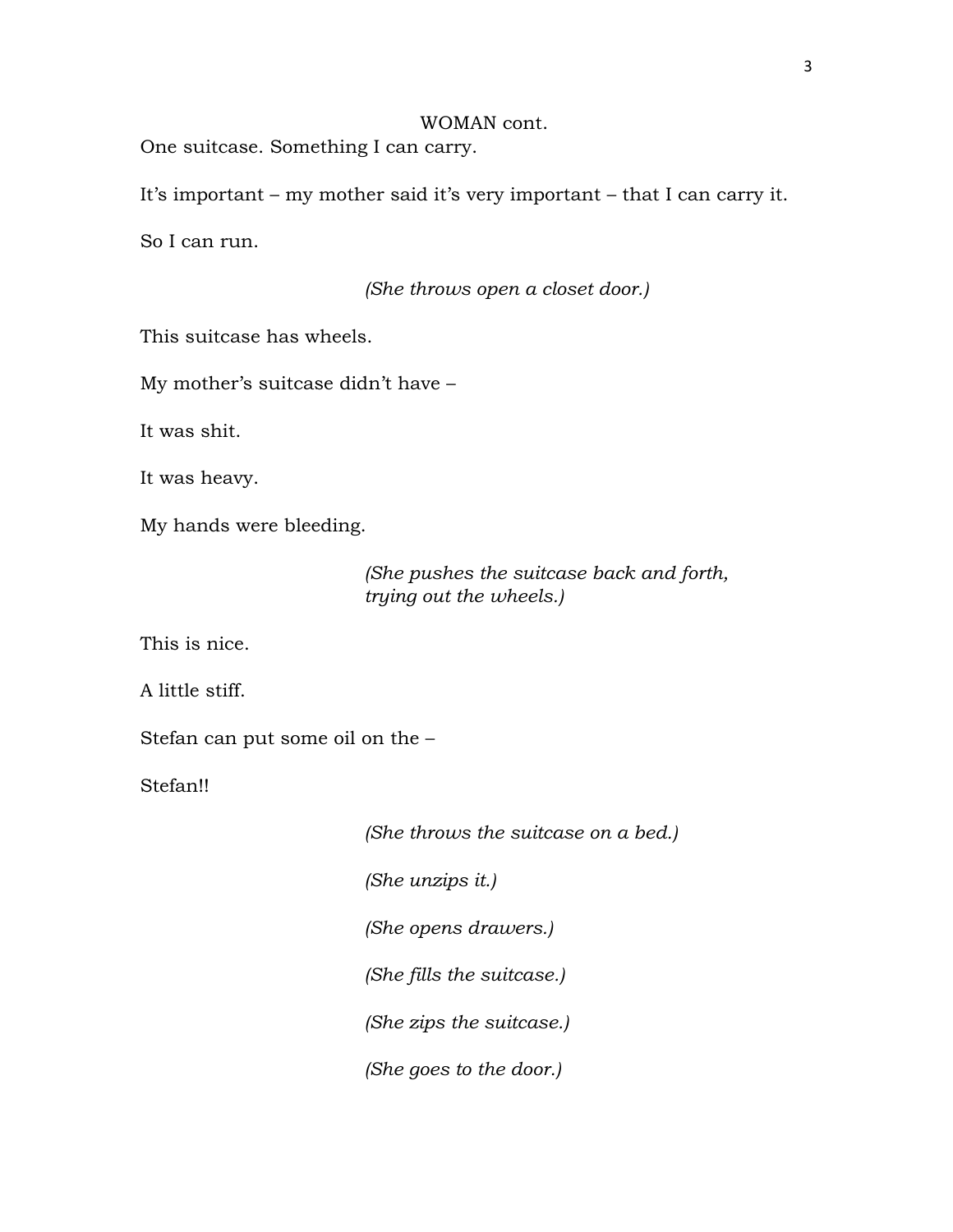WOMAN cont.

One suitcase. Something I can carry.

It's important – my mother said it's very important – that I can carry it.

So I can run.

*(She throws open a closet door.)*

This suitcase has wheels.

My mother's suitcase didn't have –

It was shit.

It was heavy.

My hands were bleeding.

*(She pushes the suitcase back and forth, trying out the wheels.)*

This is nice.

A little stiff.

Stefan can put some oil on the –

Stefan!!

*(She throws the suitcase on a bed.)*

*(She unzips it.)*

*(She opens drawers.)*

*(She fills the suitcase.)*

*(She zips the suitcase.)*

*(She goes to the door.)*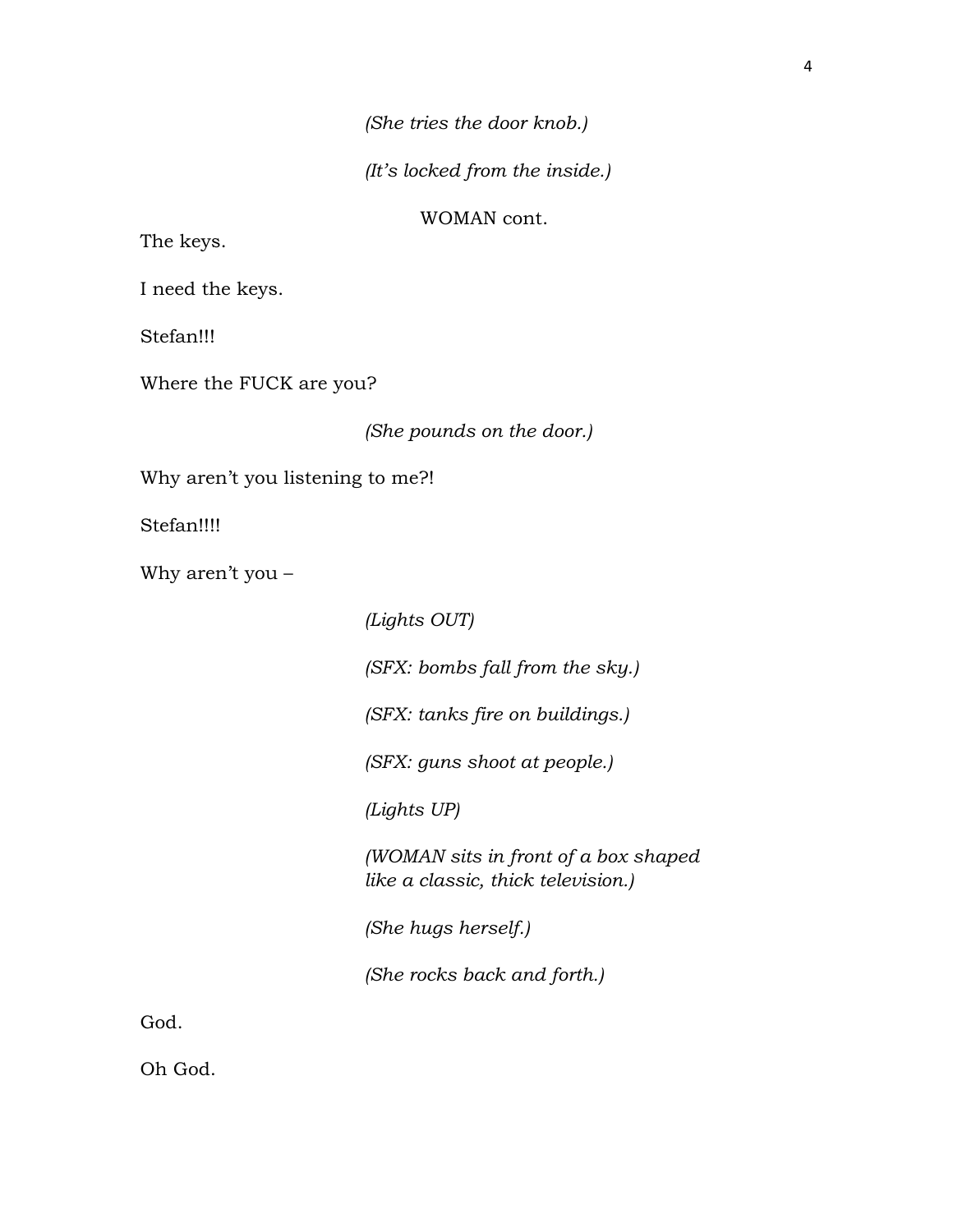*(She tries the door knob.)*

*(It's locked from the inside.)*

WOMAN cont.

The keys.

I need the keys.

Stefan!!!

Where the FUCK are you?

*(She pounds on the door.)*

Why aren't you listening to me?!

Stefan!!!!

Why aren't you –

*(Lights OUT)*

*(SFX: bombs fall from the sky.)*

*(SFX: tanks fire on buildings.)*

*(SFX: guns shoot at people.)*

*(Lights UP)*

*(WOMAN sits in front of a box shaped like a classic, thick television.)*

*(She hugs herself.)*

*(She rocks back and forth.)*

God.

Oh God.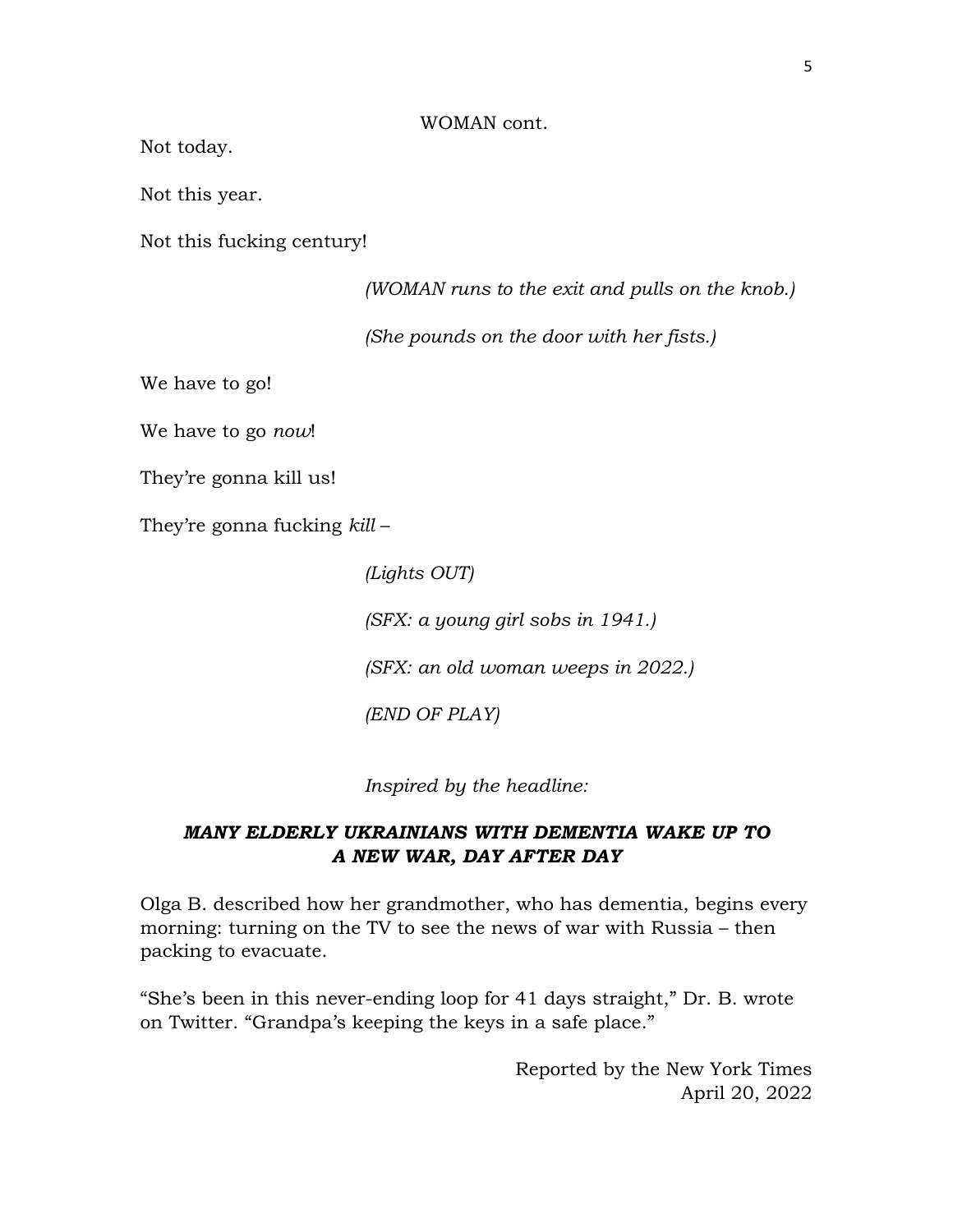WOMAN cont.

Not today.

Not this year.

Not this fucking century!

*(WOMAN runs to the exit and pulls on the knob.)*

*(She pounds on the door with her fists.)*

We have to go!

We have to go *now*!

They're gonna kill us!

They're gonna fucking *kill* –

*(Lights OUT)*

*(SFX: a young girl sobs in 1941.)*

*(SFX: an old woman weeps in 2022.)*

*(END OF PLAY)*

*Inspired by the headline:*

***MANY ELDERLY UKRAINIANS WITH DEMENTIA WAKE UP TO A NEW WAR, DAY AFTER DAY***

Olga B. described how her grandmother, who has dementia, begins every morning: turning on the TV to see the news of war with Russia – then packing to evacuate.

"She's been in this never-ending loop for 41 days straight," Dr. B. wrote on Twitter. "Grandpa's keeping the keys in a safe place."

Reported by the New York Times
April 20, 2022